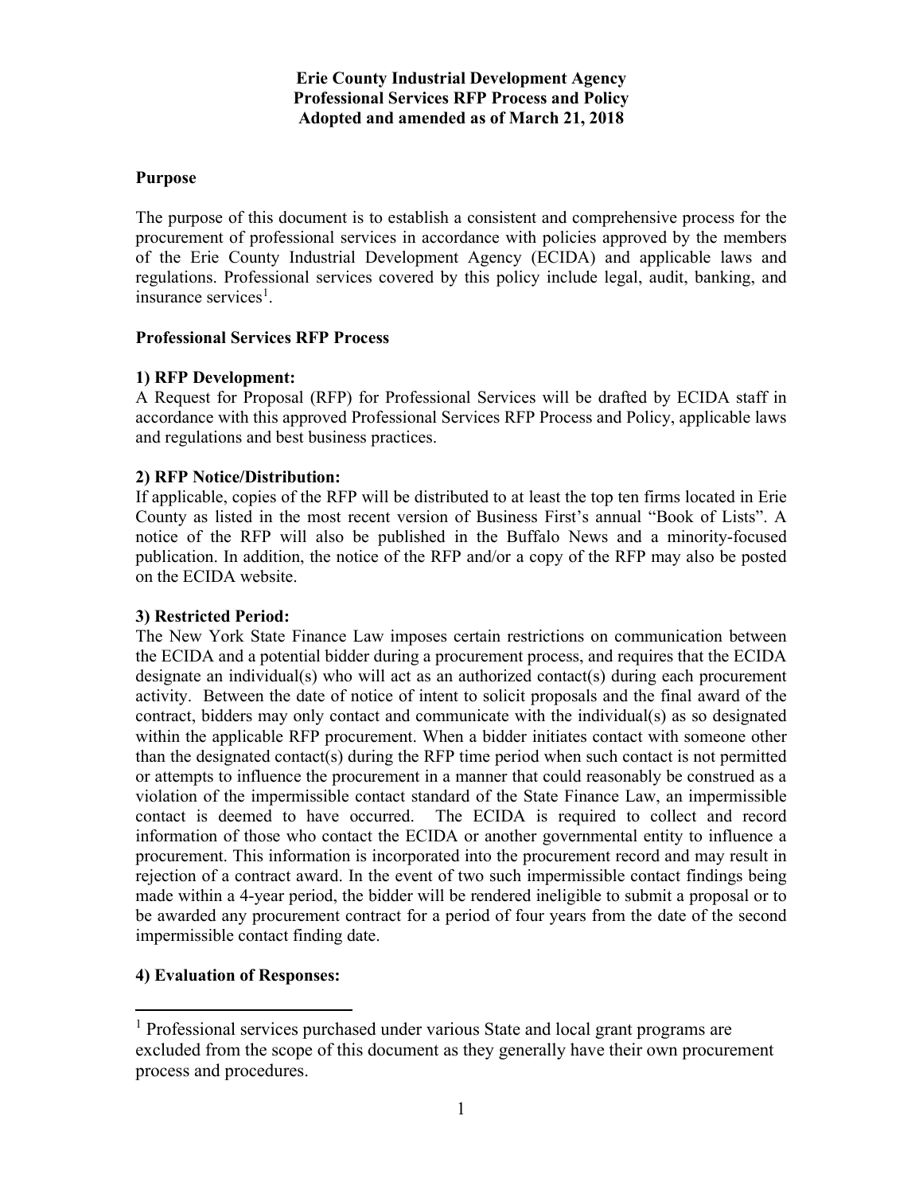**Erie County Industrial Development Agency**
**Professional Services RFP Process and Policy**
**Adopted and amended as of March 21, 2018**

## Purpose

The purpose of this document is to establish a consistent and comprehensive process for the procurement of professional services in accordance with policies approved by the members of the Erie County Industrial Development Agency (ECIDA) and applicable laws and regulations. Professional services covered by this policy include legal, audit, banking, and insurance services[1].

## Professional Services RFP Process

### 1) RFP Development:

A Request for Proposal (RFP) for Professional Services will be drafted by ECIDA staff in accordance with this approved Professional Services RFP Process and Policy, applicable laws and regulations and best business practices.

### 2) RFP Notice/Distribution:

If applicable, copies of the RFP will be distributed to at least the top ten firms located in Erie County as listed in the most recent version of Business First's annual "Book of Lists". A notice of the RFP will also be published in the Buffalo News and a minority-focused publication. In addition, the notice of the RFP and/or a copy of the RFP may also be posted on the ECIDA website.

### 3) Restricted Period:

The New York State Finance Law imposes certain restrictions on communication between the ECIDA and a potential bidder during a procurement process, and requires that the ECIDA designate an individual(s) who will act as an authorized contact(s) during each procurement activity. Between the date of notice of intent to solicit proposals and the final award of the contract, bidders may only contact and communicate with the individual(s) as so designated within the applicable RFP procurement. When a bidder initiates contact with someone other than the designated contact(s) during the RFP time period when such contact is not permitted or attempts to influence the procurement in a manner that could reasonably be construed as a violation of the impermissible contact standard of the State Finance Law, an impermissible contact is deemed to have occurred. The ECIDA is required to collect and record information of those who contact the ECIDA or another governmental entity to influence a procurement. This information is incorporated into the procurement record and may result in rejection of a contract award. In the event of two such impermissible contact findings being made within a 4-year period, the bidder will be rendered ineligible to submit a proposal or to be awarded any procurement contract for a period of four years from the date of the second impermissible contact finding date.

### 4) Evaluation of Responses:

---

[1] Professional services purchased under various State and local grant programs are excluded from the scope of this document as they generally have their own procurement process and procedures.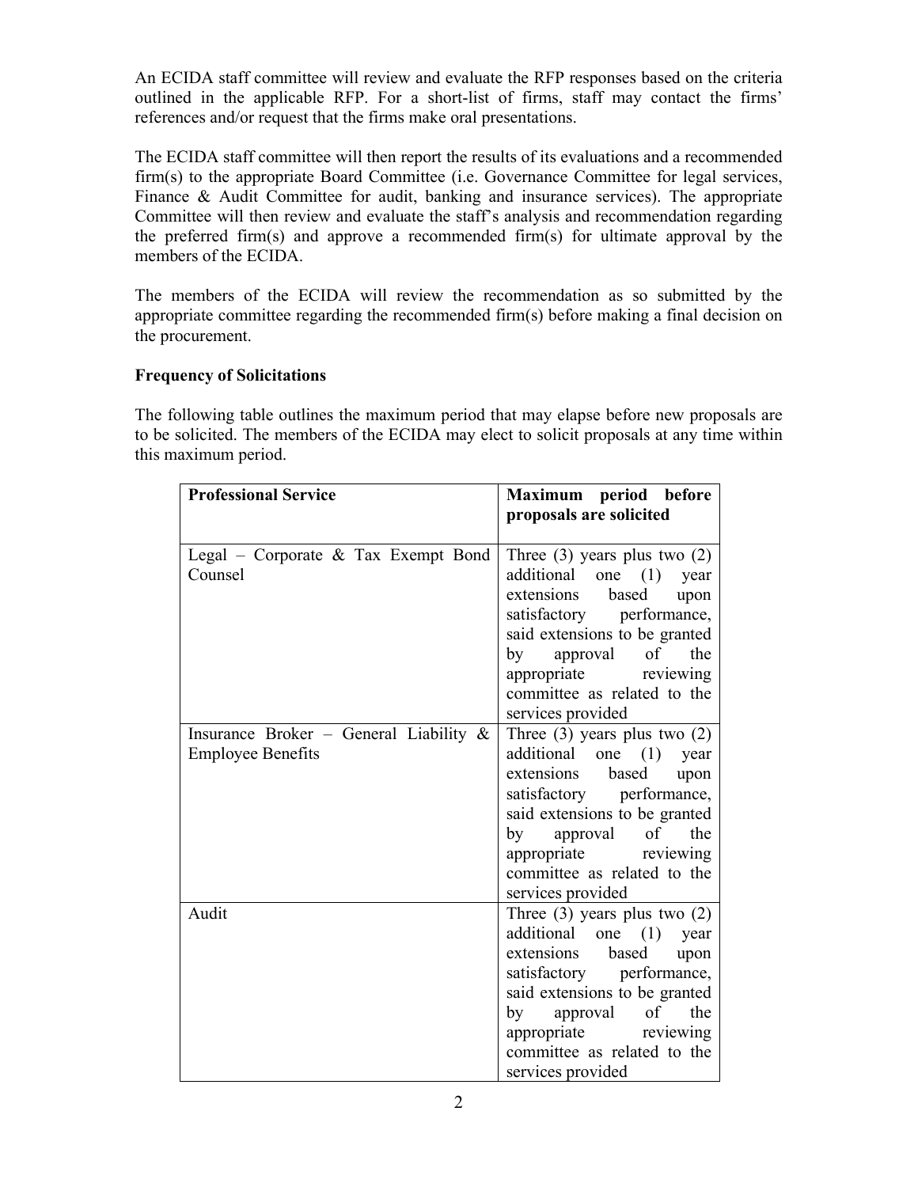An ECIDA staff committee will review and evaluate the RFP responses based on the criteria outlined in the applicable RFP. For a short-list of firms, staff may contact the firms' references and/or request that the firms make oral presentations.

The ECIDA staff committee will then report the results of its evaluations and a recommended firm(s) to the appropriate Board Committee (i.e. Governance Committee for legal services, Finance & Audit Committee for audit, banking and insurance services). The appropriate Committee will then review and evaluate the staff's analysis and recommendation regarding the preferred firm(s) and approve a recommended firm(s) for ultimate approval by the members of the ECIDA.

The members of the ECIDA will review the recommendation as so submitted by the appropriate committee regarding the recommended firm(s) before making a final decision on the procurement.

**Frequency of Solicitations**

The following table outlines the maximum period that may elapse before new proposals are to be solicited. The members of the ECIDA may elect to solicit proposals at any time within this maximum period.

| **Professional Service** | **Maximum period before proposals are solicited** |
|---|---|
| Legal – Corporate & Tax Exempt Bond Counsel | Three (3) years plus two (2) additional one (1) year extensions based upon satisfactory performance, said extensions to be granted by approval of the appropriate reviewing committee as related to the services provided |
| Insurance Broker – General Liability & Employee Benefits | Three (3) years plus two (2) additional one (1) year extensions based upon satisfactory performance, said extensions to be granted by approval of the appropriate reviewing committee as related to the services provided |
| Audit | Three (3) years plus two (2) additional one (1) year extensions based upon satisfactory performance, said extensions to be granted by approval of the appropriate reviewing committee as related to the services provided |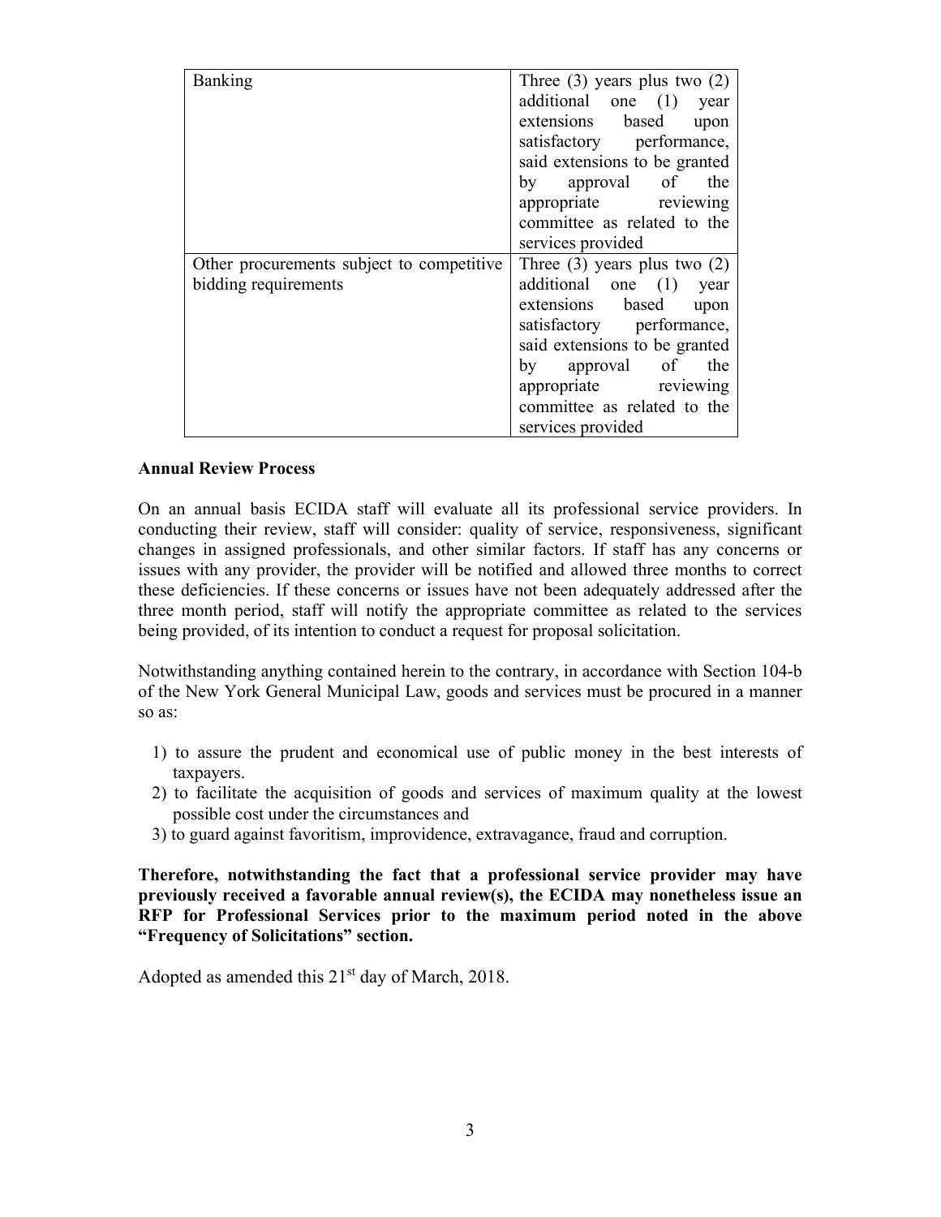| | |
|---|---|
| Banking | Three (3) years plus two (2) additional one (1) year extensions based upon satisfactory performance, said extensions to be granted by approval of the appropriate reviewing committee as related to the services provided |
| Other procurements subject to competitive bidding requirements | Three (3) years plus two (2) additional one (1) year extensions based upon satisfactory performance, said extensions to be granted by approval of the appropriate reviewing committee as related to the services provided |

**Annual Review Process**

On an annual basis ECIDA staff will evaluate all its professional service providers. In conducting their review, staff will consider: quality of service, responsiveness, significant changes in assigned professionals, and other similar factors. If staff has any concerns or issues with any provider, the provider will be notified and allowed three months to correct these deficiencies. If these concerns or issues have not been adequately addressed after the three month period, staff will notify the appropriate committee as related to the services being provided, of its intention to conduct a request for proposal solicitation.

Notwithstanding anything contained herein to the contrary, in accordance with Section 104-b of the New York General Municipal Law, goods and services must be procured in a manner so as:

1) to assure the prudent and economical use of public money in the best interests of taxpayers.
2) to facilitate the acquisition of goods and services of maximum quality at the lowest possible cost under the circumstances and
3) to guard against favoritism, improvidence, extravagance, fraud and corruption.

**Therefore, notwithstanding the fact that a professional service provider may have previously received a favorable annual review(s), the ECIDA may nonetheless issue an RFP for Professional Services prior to the maximum period noted in the above "Frequency of Solicitations" section.**

Adopted as amended this 21st day of March, 2018.